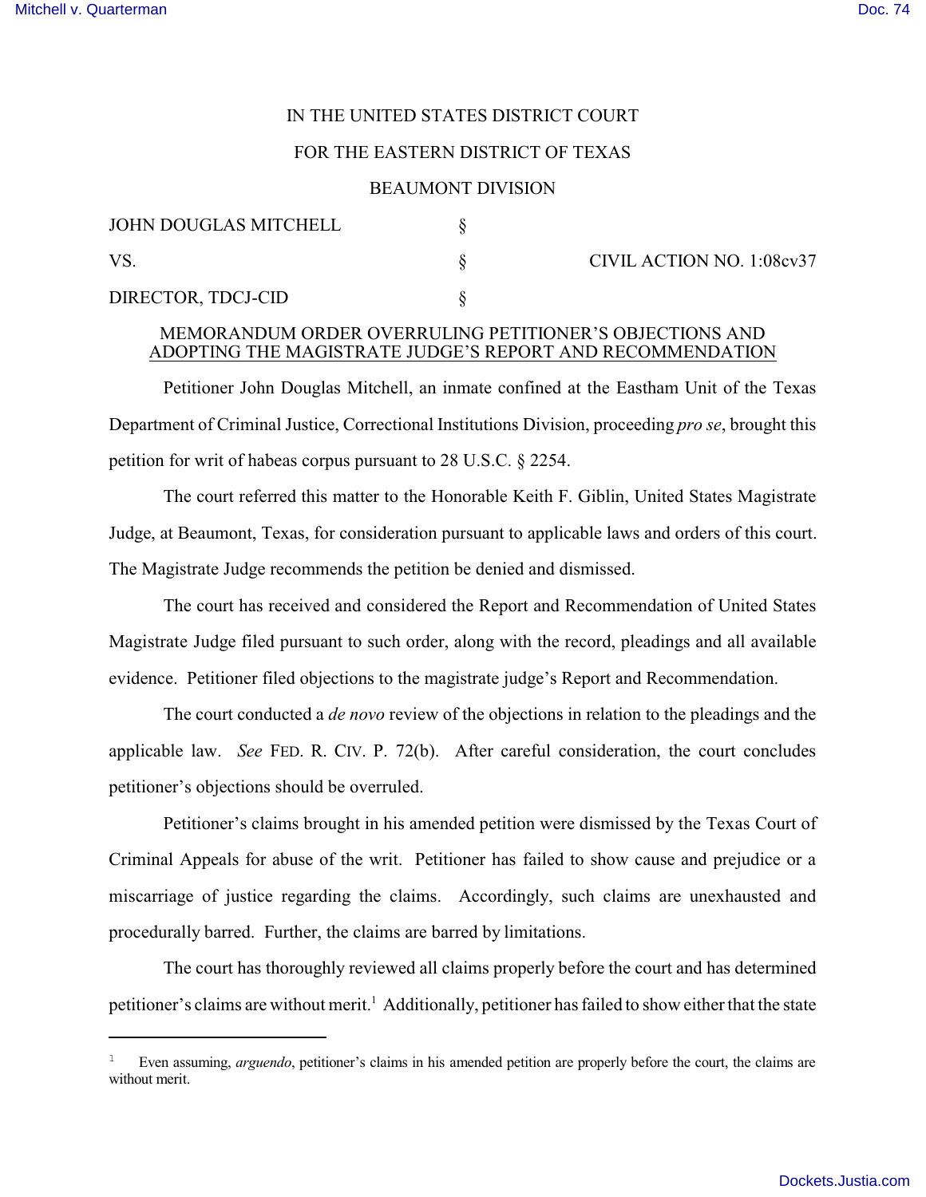IN THE UNITED STATES DISTRICT COURT

FOR THE EASTERN DISTRICT OF TEXAS

BEAUMONT DIVISION

| | | |
|---|---|---|
| JOHN DOUGLAS MITCHELL | § | |
| VS. | § | CIVIL ACTION NO. 1:08cv37 |
| DIRECTOR, TDCJ-CID | § | |

MEMORANDUM ORDER OVERRULING PETITIONER'S OBJECTIONS AND ADOPTING THE MAGISTRATE JUDGE'S REPORT AND RECOMMENDATION

Petitioner John Douglas Mitchell, an inmate confined at the Eastham Unit of the Texas Department of Criminal Justice, Correctional Institutions Division, proceeding *pro se*, brought this petition for writ of habeas corpus pursuant to 28 U.S.C. § 2254.

The court referred this matter to the Honorable Keith F. Giblin, United States Magistrate Judge, at Beaumont, Texas, for consideration pursuant to applicable laws and orders of this court. The Magistrate Judge recommends the petition be denied and dismissed.

The court has received and considered the Report and Recommendation of United States Magistrate Judge filed pursuant to such order, along with the record, pleadings and all available evidence. Petitioner filed objections to the magistrate judge's Report and Recommendation.

The court conducted a *de novo* review of the objections in relation to the pleadings and the applicable law. *See* FED. R. CIV. P. 72(b). After careful consideration, the court concludes petitioner's objections should be overruled.

Petitioner's claims brought in his amended petition were dismissed by the Texas Court of Criminal Appeals for abuse of the writ. Petitioner has failed to show cause and prejudice or a miscarriage of justice regarding the claims. Accordingly, such claims are unexhausted and procedurally barred. Further, the claims are barred by limitations.

The court has thoroughly reviewed all claims properly before the court and has determined petitioner's claims are without merit.[1] Additionally, petitioner has failed to show either that the state

[1] Even assuming, *arguendo*, petitioner's claims in his amended petition are properly before the court, the claims are without merit.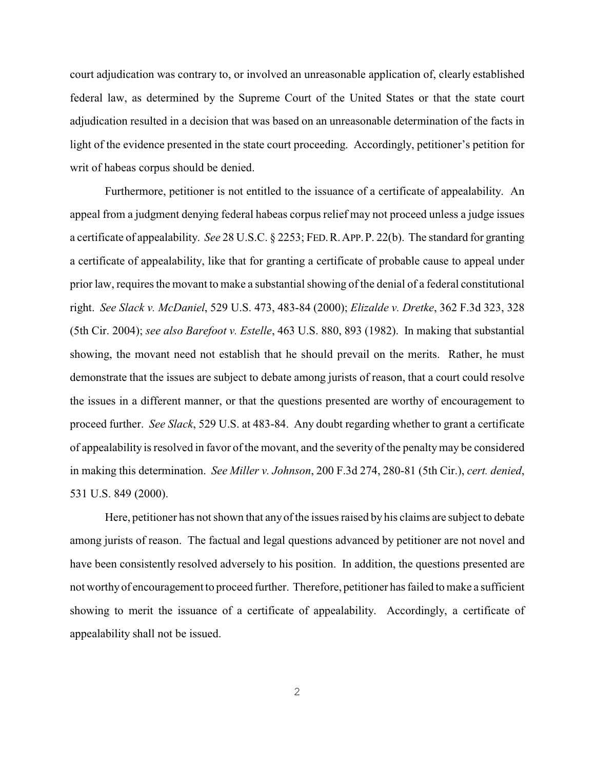court adjudication was contrary to, or involved an unreasonable application of, clearly established federal law, as determined by the Supreme Court of the United States or that the state court adjudication resulted in a decision that was based on an unreasonable determination of the facts in light of the evidence presented in the state court proceeding. Accordingly, petitioner's petition for writ of habeas corpus should be denied.

Furthermore, petitioner is not entitled to the issuance of a certificate of appealability. An appeal from a judgment denying federal habeas corpus relief may not proceed unless a judge issues a certificate of appealability. *See* 28 U.S.C. § 2253; FED. R. APP. P. 22(b). The standard for granting a certificate of appealability, like that for granting a certificate of probable cause to appeal under prior law, requires the movant to make a substantial showing of the denial of a federal constitutional right. *See Slack v. McDaniel*, 529 U.S. 473, 483-84 (2000); *Elizalde v. Dretke*, 362 F.3d 323, 328 (5th Cir. 2004); *see also Barefoot v. Estelle*, 463 U.S. 880, 893 (1982). In making that substantial showing, the movant need not establish that he should prevail on the merits. Rather, he must demonstrate that the issues are subject to debate among jurists of reason, that a court could resolve the issues in a different manner, or that the questions presented are worthy of encouragement to proceed further. *See Slack*, 529 U.S. at 483-84. Any doubt regarding whether to grant a certificate of appealability is resolved in favor of the movant, and the severity of the penalty may be considered in making this determination. *See Miller v. Johnson*, 200 F.3d 274, 280-81 (5th Cir.), *cert. denied*, 531 U.S. 849 (2000).

Here, petitioner has not shown that any of the issues raised by his claims are subject to debate among jurists of reason. The factual and legal questions advanced by petitioner are not novel and have been consistently resolved adversely to his position. In addition, the questions presented are not worthy of encouragement to proceed further. Therefore, petitioner has failed to make a sufficient showing to merit the issuance of a certificate of appealability. Accordingly, a certificate of appealability shall not be issued.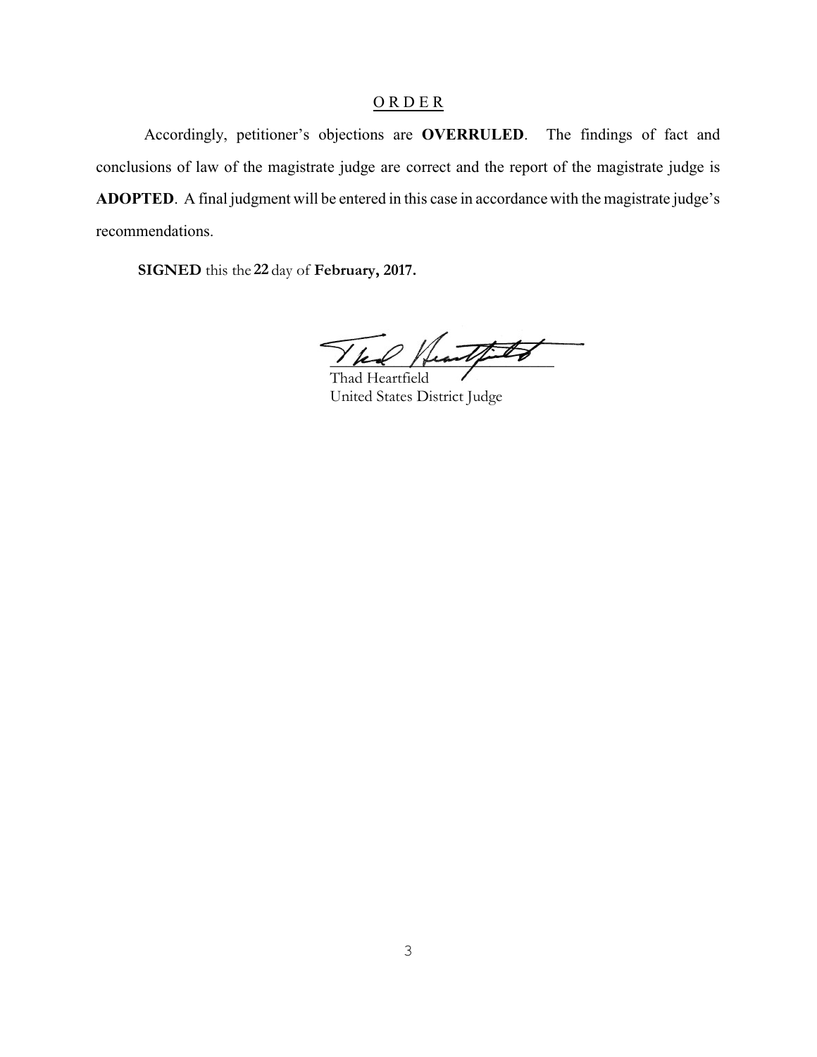## O R D E R

Accordingly, petitioner's objections are **OVERRULED**. The findings of fact and conclusions of law of the magistrate judge are correct and the report of the magistrate judge is **ADOPTED**. A final judgment will be entered in this case in accordance with the magistrate judge's recommendations.

**SIGNED** this the **22** day of **February, 2017.**

Thad Heartfield
United States District Judge